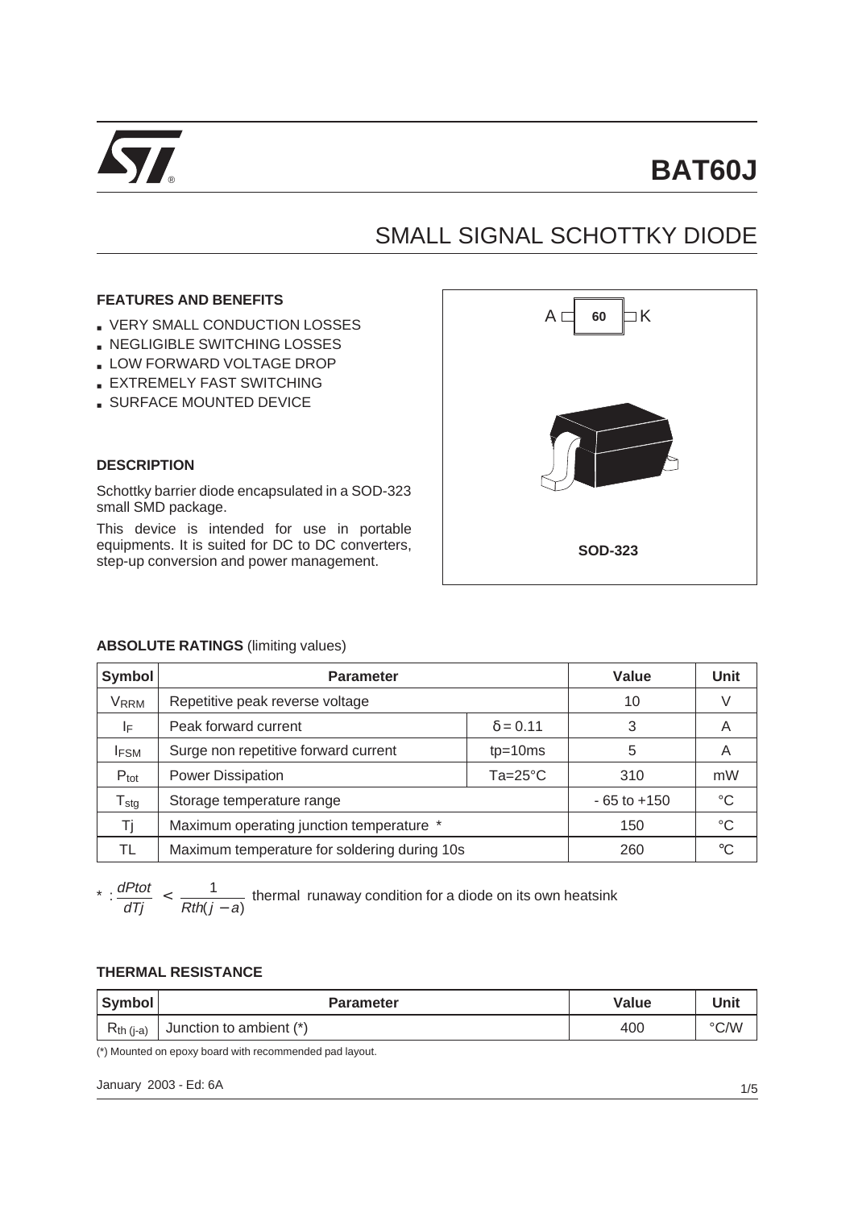# BAT60J

## SMALL SIGNAL SCHOTTKY DIODE

### FEATURES AND BENEFITS

- VERY SMALL CONDUCTION LOSSES
- NEGLIGIBLE SWITCHING LOSSES
- LOW FORWARD VOLTAGE DROP
- EXTREMELY FAST SWITCHING
- SURFACE MOUNTED DEVICE

### DESCRIPTION

Schottky barrier diode encapsulated in a SOD-323 small SMD package.

This device is intended for use in portable equipments. It is suited for DC to DC converters, step-up conversion and power management.

A 60 K

SOD-323

### ABSOLUTE RATINGS (limiting values)

| Symbol | Parameter | | Value | Unit |
|---|---|---|---|---|
| $V_{RRM}$ | Repetitive peak reverse voltage | | 10 | V |
| $I_F$ | Peak forward current | $\delta = 0.11$ | 3 | A |
| $I_{FSM}$ | Surge non repetitive forward current | tp=10ms | 5 | A |
| $P_{tot}$ | Power Dissipation | Ta=25°C | 310 | mW |
| $T_{stg}$ | Storage temperature range | | - 65 to +150 | °C |
| Tj | Maximum operating junction temperature * | | 150 | °C |
| TL | Maximum temperature for soldering during 10s | | 260 | °C |

* : $\frac{dPtot}{dTj} < \frac{1}{Rth(j-a)}$ thermal runaway condition for a diode on its own heatsink

### THERMAL RESISTANCE

| Symbol | Parameter | Value | Unit |
|---|---|---|---|
| $R_{th\ (j-a)}$ | Junction to ambient (*) | 400 | °C/W |

(*) Mounted on epoxy board with recommended pad layout.

January 2003 - Ed: 6A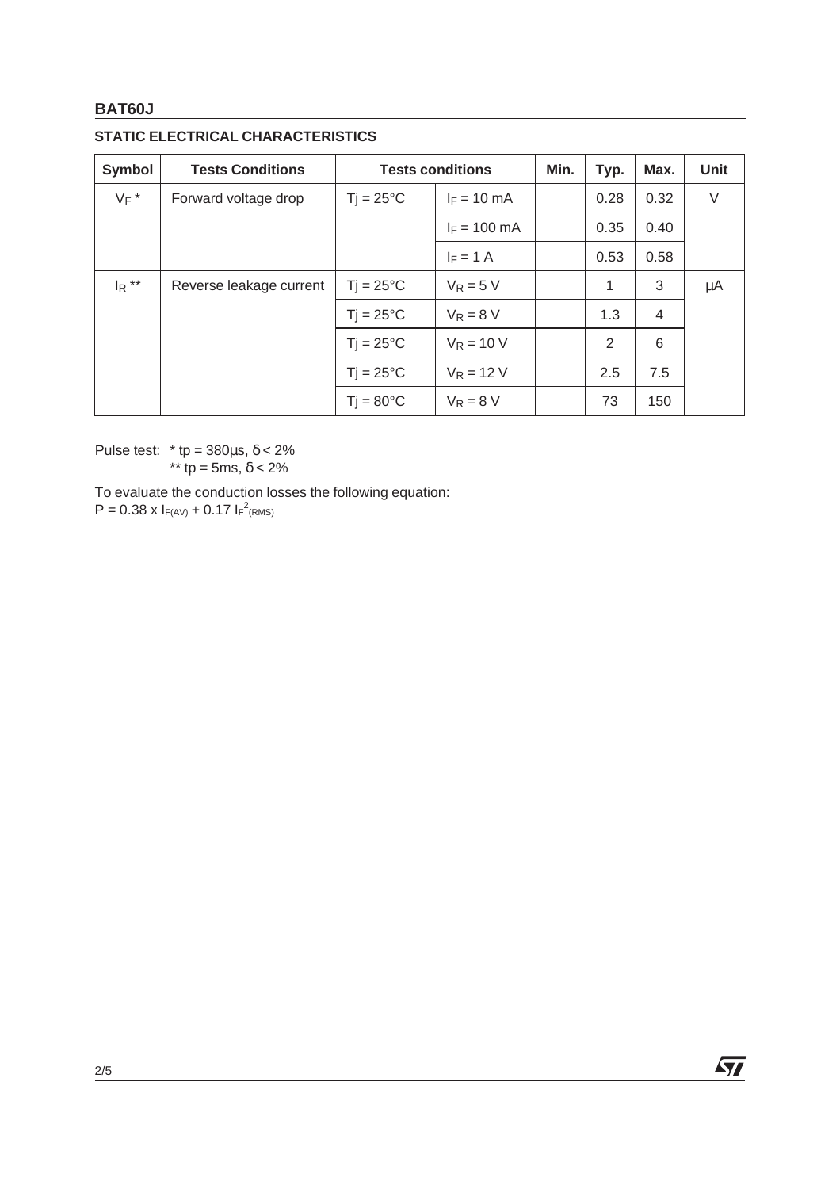## STATIC ELECTRICAL CHARACTERISTICS

| Symbol | Tests Conditions | Tests conditions | | Min. | Typ. | Max. | Unit |
|---|---|---|---|---|---|---|---|
| $V_F$ * | Forward voltage drop | Tj = 25°C | $I_F$ = 10 mA | | 0.28 | 0.32 | V |
| | | | $I_F$ = 100 mA | | 0.35 | 0.40 | |
| | | | $I_F$ = 1 A | | 0.53 | 0.58 | |
| $I_R$ ** | Reverse leakage current | Tj = 25°C | $V_R$ = 5 V | | 1 | 3 | µA |
| | | Tj = 25°C | $V_R$ = 8 V | | 1.3 | 4 | |
| | | Tj = 25°C | $V_R$ = 10 V | | 2 | 6 | |
| | | Tj = 25°C | $V_R$ = 12 V | | 2.5 | 7.5 | |
| | | Tj = 80°C | $V_R$ = 8 V | | 73 | 150 | |

Pulse test: * tp = 380µs, δ < 2%
** tp = 5ms, δ < 2%

To evaluate the conduction losses the following equation:
$P = 0.38 \times I_{F(AV)} + 0.17 \, I_{F}^{2}{}_{(RMS)}$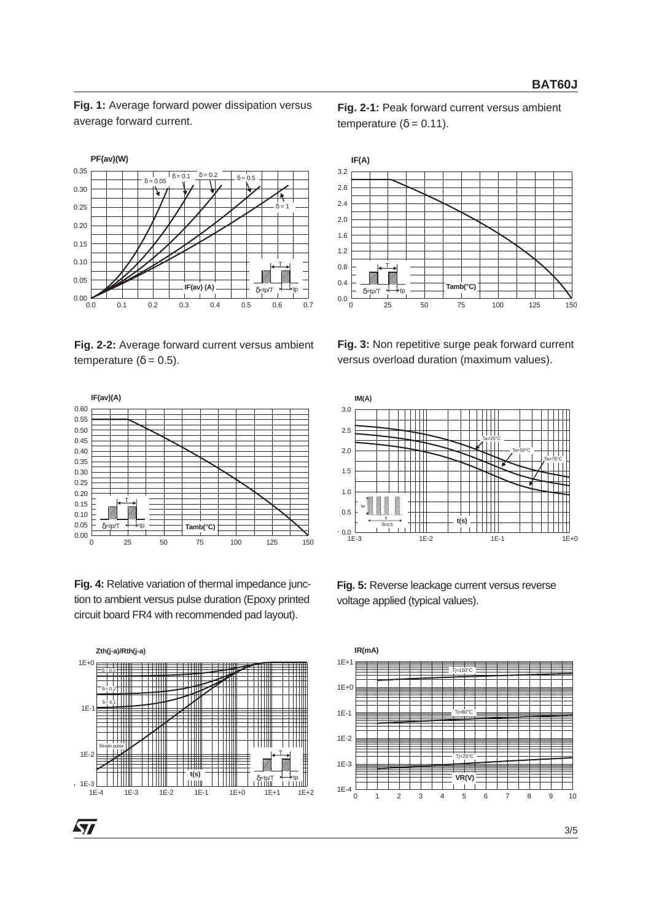**Fig. 1:** Average forward power dissipation versus average forward current.

**Fig. 2-1:** Peak forward current versus ambient temperature (δ = 0.11).

**Fig. 2-2:** Average forward current versus ambient temperature (δ = 0.5).

**Fig. 3:** Non repetitive surge peak forward current versus overload duration (maximum values).

**Fig. 4:** Relative variation of thermal impedance junction to ambient versus pulse duration (Epoxy printed circuit board FR4 with recommended pad layout).

**Fig. 5:** Reverse leackage current versus reverse voltage applied (typical values).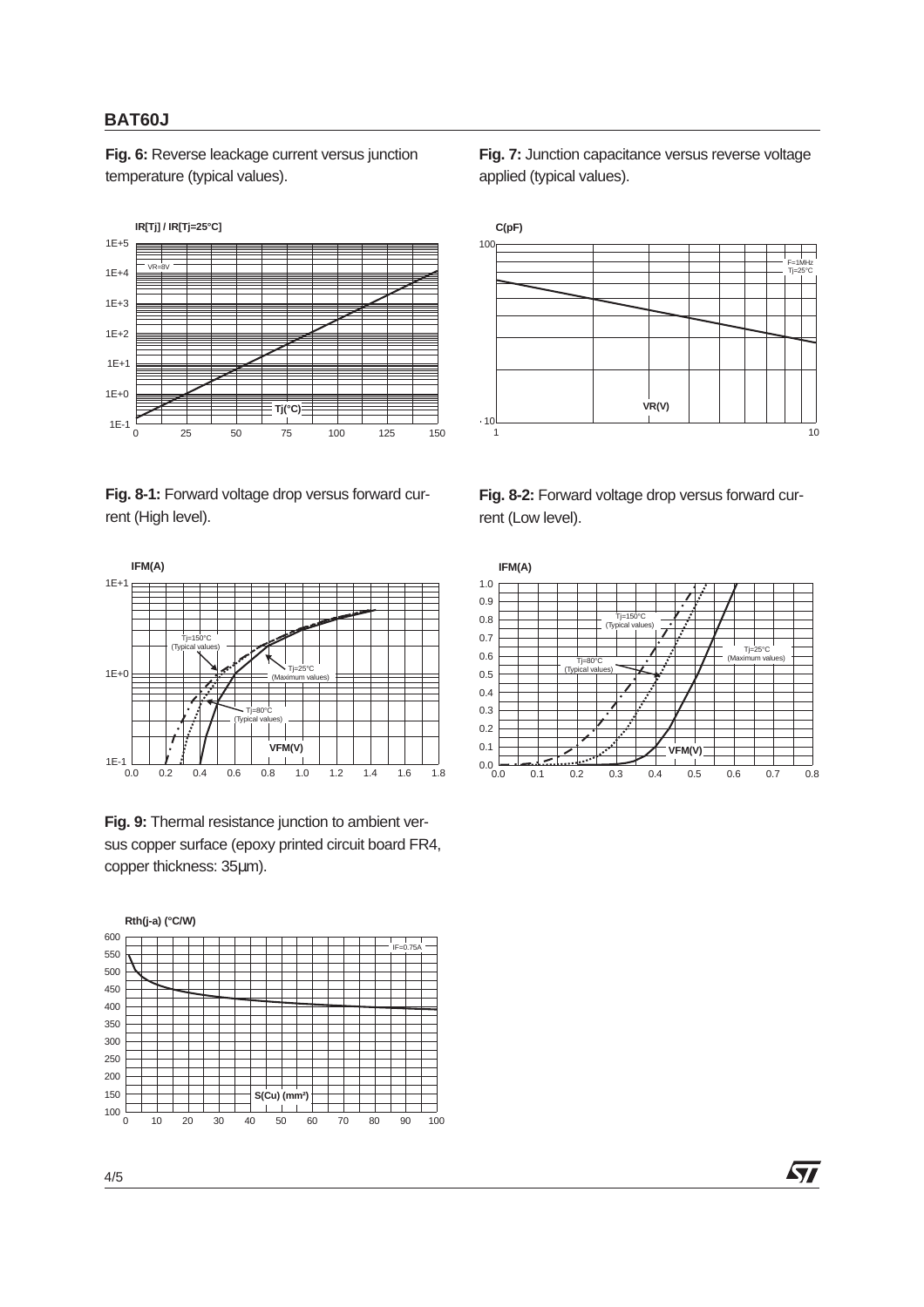**Fig. 6:** Reverse leackage current versus junction temperature (typical values).

**Fig. 7:** Junction capacitance versus reverse voltage applied (typical values).

**Fig. 8-1:** Forward voltage drop versus forward current (High level).

**Fig. 8-2:** Forward voltage drop versus forward current (Low level).

**Fig. 9:** Thermal resistance junction to ambient versus copper surface (epoxy printed circuit board FR4, copper thickness: 35µm).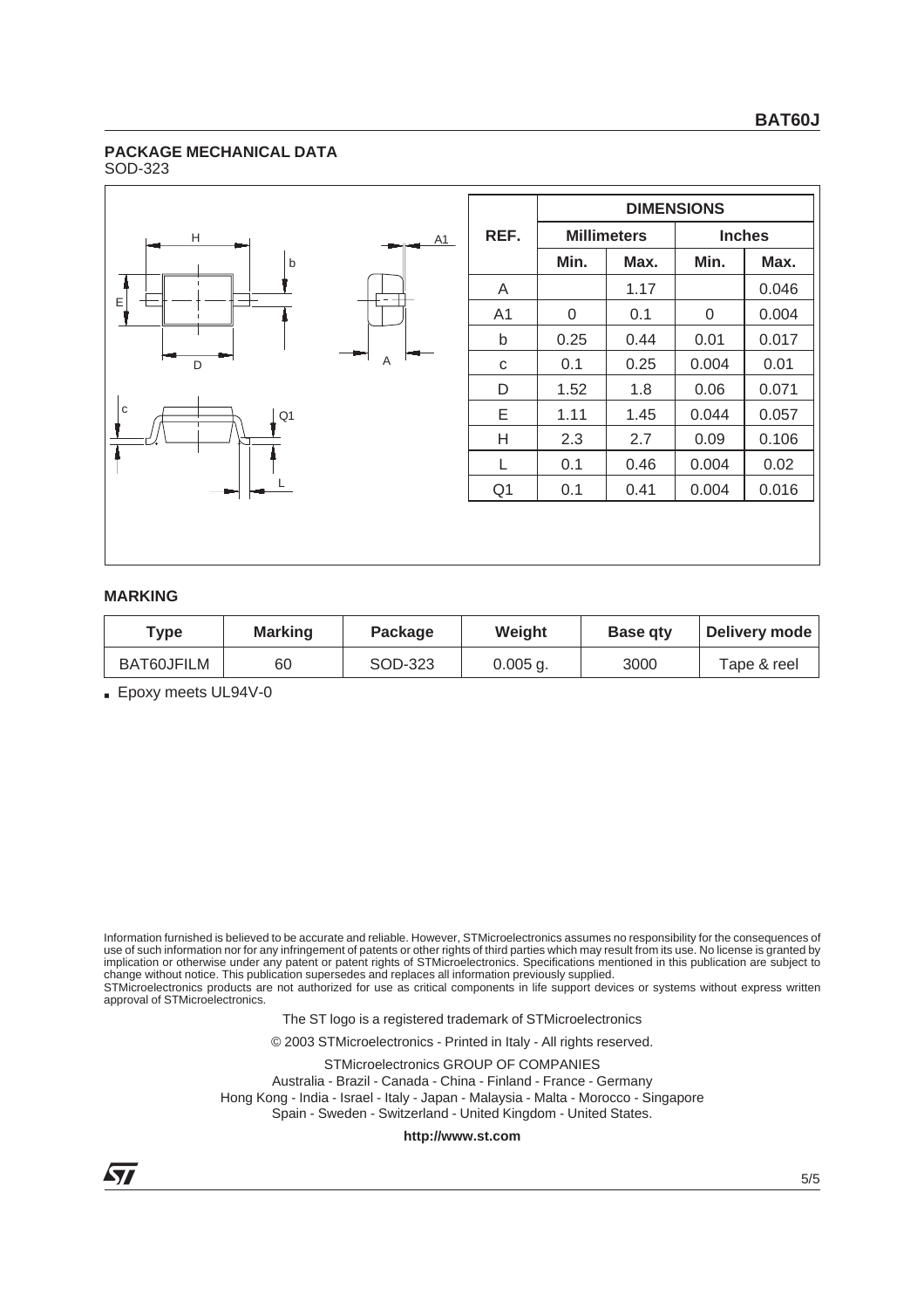### PACKAGE MECHANICAL DATA

SOD-323

| REF. | DIMENSIONS | | | |
|---|---|---|---|---|
| | Millimeters | | Inches | |
| | Min. | Max. | Min. | Max. |
| A | | 1.17 | | 0.046 |
| A1 | 0 | 0.1 | 0 | 0.004 |
| b | 0.25 | 0.44 | 0.01 | 0.017 |
| c | 0.1 | 0.25 | 0.004 | 0.01 |
| D | 1.52 | 1.8 | 0.06 | 0.071 |
| E | 1.11 | 1.45 | 0.044 | 0.057 |
| H | 2.3 | 2.7 | 0.09 | 0.106 |
| L | 0.1 | 0.46 | 0.004 | 0.02 |
| Q1 | 0.1 | 0.41 | 0.004 | 0.016 |

### MARKING

| Type | Marking | Package | Weight | Base qty | Delivery mode |
|---|---|---|---|---|---|
| BAT60JFILM | 60 | SOD-323 | 0.005 g. | 3000 | Tape & reel |

- Epoxy meets UL94V-0

Information furnished is believed to be accurate and reliable. However, STMicroelectronics assumes no responsibility for the consequences of use of such information nor for any infringement of patents or other rights of third parties which may result from its use. No license is granted by implication or otherwise under any patent or patent rights of STMicroelectronics. Specifications mentioned in this publication are subject to change without notice. This publication supersedes and replaces all information previously supplied.
STMicroelectronics products are not authorized for use as critical components in life support devices or systems without express written approval of STMicroelectronics.

The ST logo is a registered trademark of STMicroelectronics

© 2003 STMicroelectronics - Printed in Italy - All rights reserved.

STMicroelectronics GROUP OF COMPANIES
Australia - Brazil - Canada - China - Finland - France - Germany
Hong Kong - India - Israel - Italy - Japan - Malaysia - Malta - Morocco - Singapore
Spain - Sweden - Switzerland - United Kingdom - United States.

**http://www.st.com**